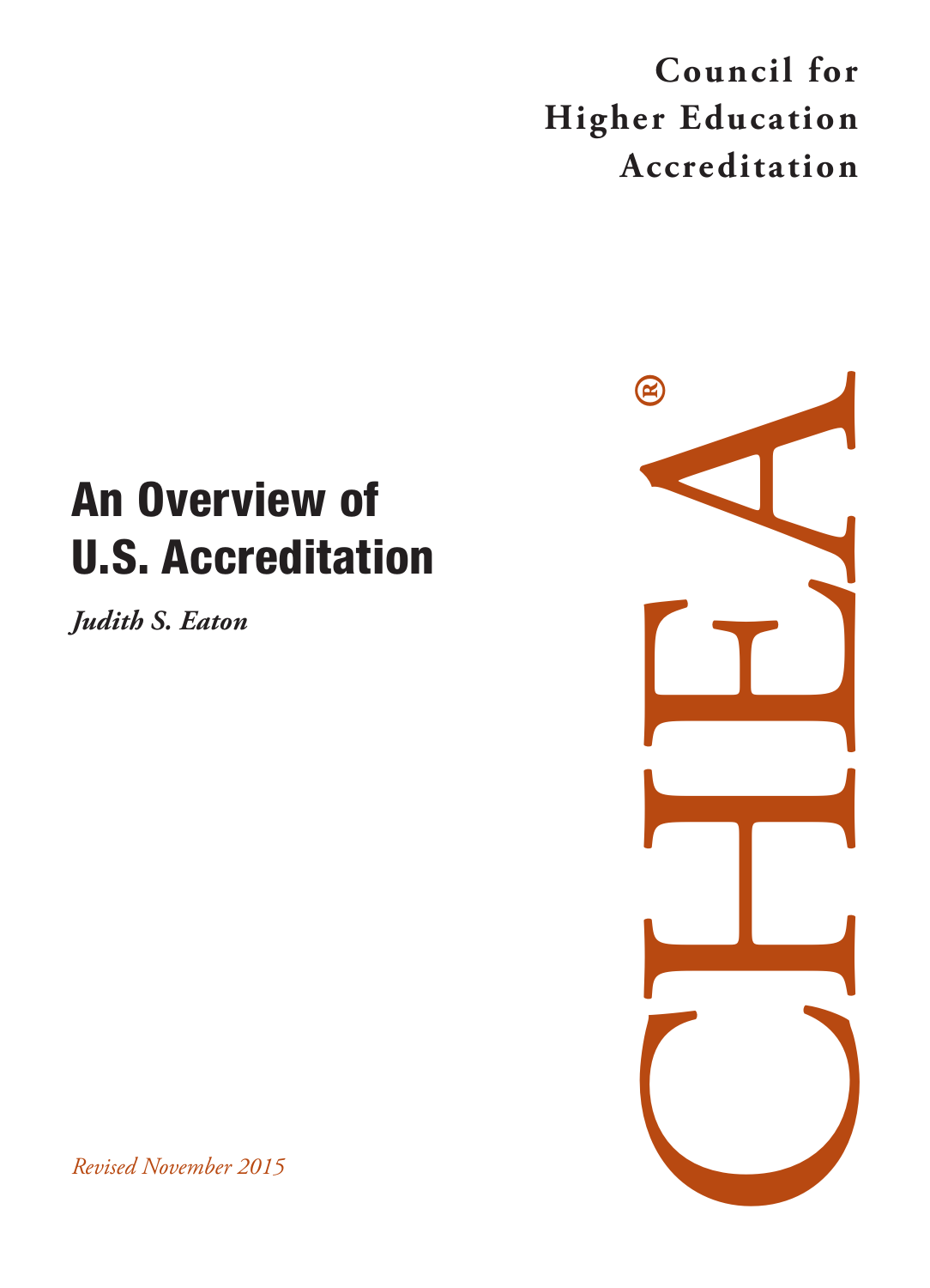**Council for Higher Education Accreditation**

# An Overview of U.S. Accreditation

***Judith S. Eaton***

CHEA®

*Revised November 2015*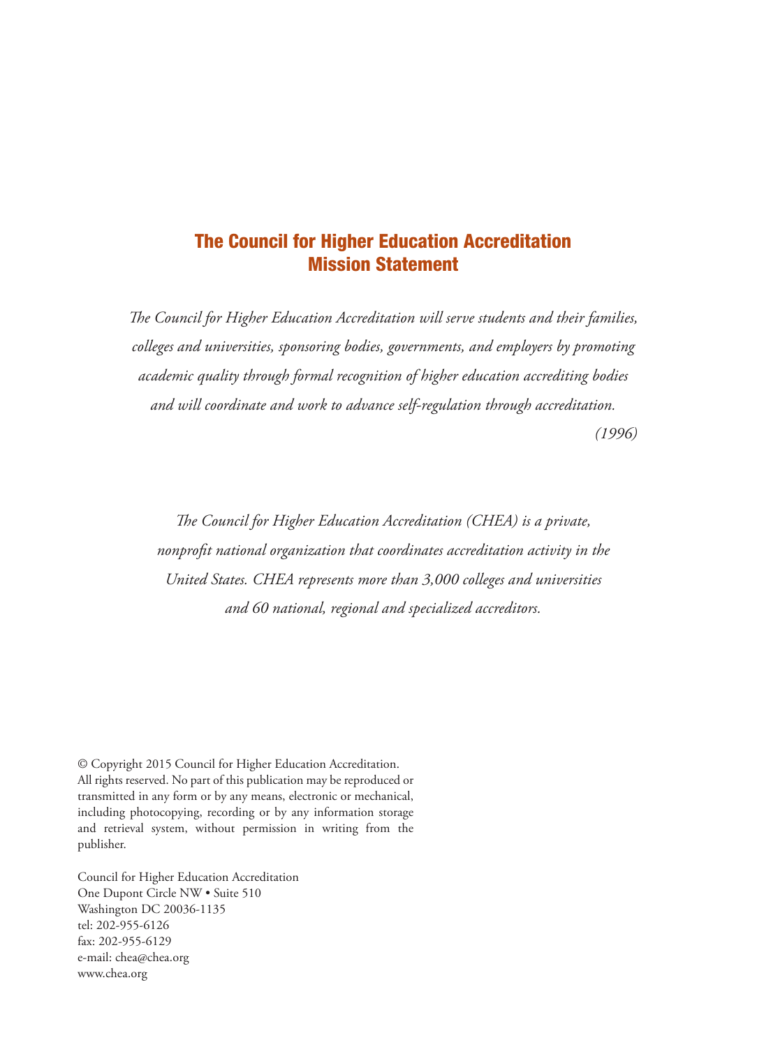## The Council for Higher Education Accreditation Mission Statement

*The Council for Higher Education Accreditation will serve students and their families, colleges and universities, sponsoring bodies, governments, and employers by promoting academic quality through formal recognition of higher education accrediting bodies and will coordinate and work to advance self-regulation through accreditation.*

*(1996)*

*The Council for Higher Education Accreditation (CHEA) is a private, nonprofit national organization that coordinates accreditation activity in the United States. CHEA represents more than 3,000 colleges and universities and 60 national, regional and specialized accreditors.*

© Copyright 2015 Council for Higher Education Accreditation. All rights reserved. No part of this publication may be reproduced or transmitted in any form or by any means, electronic or mechanical, including photocopying, recording or by any information storage and retrieval system, without permission in writing from the publisher.

Council for Higher Education Accreditation
One Dupont Circle NW • Suite 510
Washington DC 20036-1135
tel: 202-955-6126
fax: 202-955-6129
e-mail: chea@chea.org
www.chea.org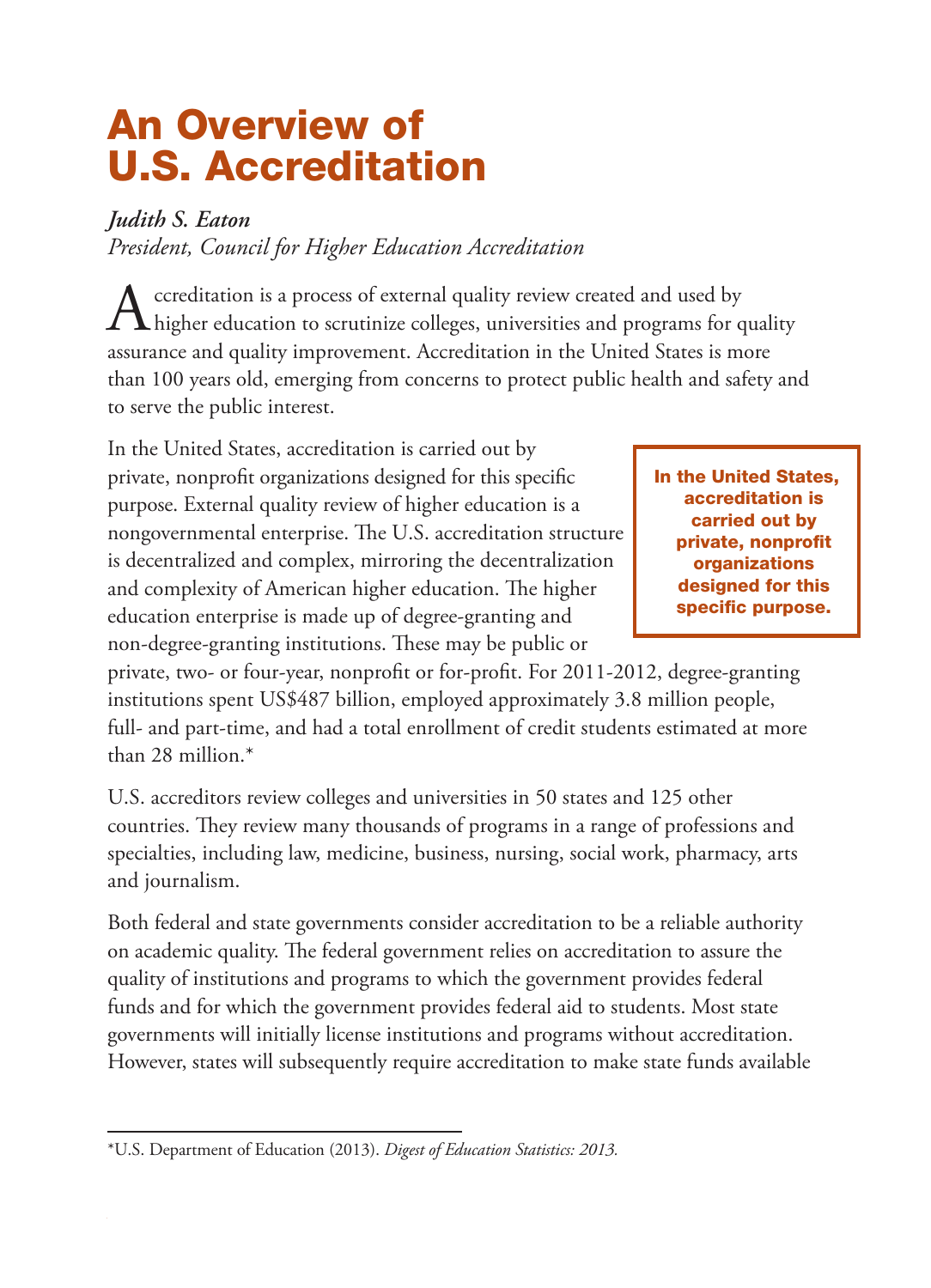# An Overview of U.S. Accreditation

*Judith S. Eaton*
*President, Council for Higher Education Accreditation*

Accreditation is a process of external quality review created and used by higher education to scrutinize colleges, universities and programs for quality assurance and quality improvement. Accreditation in the United States is more than 100 years old, emerging from concerns to protect public health and safety and to serve the public interest.

In the United States, accreditation is carried out by private, nonprofit organizations designed for this specific purpose. External quality review of higher education is a nongovernmental enterprise. The U.S. accreditation structure is decentralized and complex, mirroring the decentralization and complexity of American higher education. The higher education enterprise is made up of degree-granting and non-degree-granting institutions. These may be public or private, two- or four-year, nonprofit or for-profit. For 2011-2012, degree-granting institutions spent US$487 billion, employed approximately 3.8 million people, full- and part-time, and had a total enrollment of credit students estimated at more than 28 million.*

> **In the United States, accreditation is carried out by private, nonprofit organizations designed for this specific purpose.**

U.S. accreditors review colleges and universities in 50 states and 125 other countries. They review many thousands of programs in a range of professions and specialties, including law, medicine, business, nursing, social work, pharmacy, arts and journalism.

Both federal and state governments consider accreditation to be a reliable authority on academic quality. The federal government relies on accreditation to assure the quality of institutions and programs to which the government provides federal funds and for which the government provides federal aid to students. Most state governments will initially license institutions and programs without accreditation. However, states will subsequently require accreditation to make state funds available

---

*U.S. Department of Education (2013). *Digest of Education Statistics: 2013.*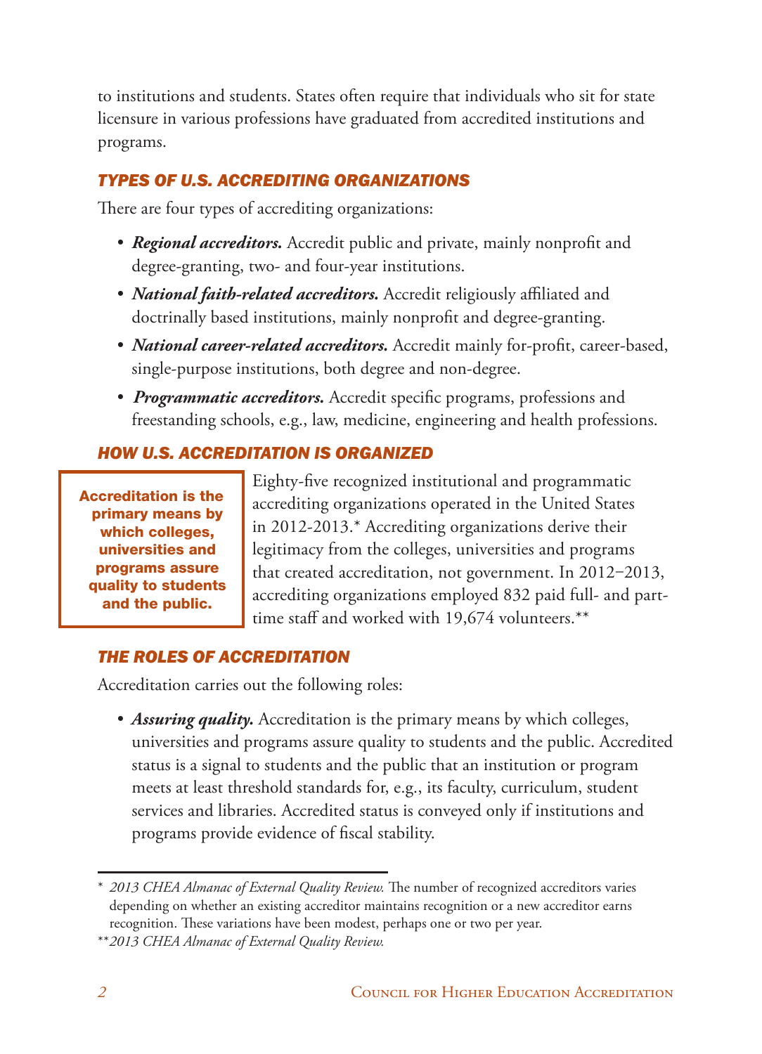to institutions and students. States often require that individuals who sit for state licensure in various professions have graduated from accredited institutions and programs.

### TYPES OF U.S. ACCREDITING ORGANIZATIONS

There are four types of accrediting organizations:

- ***Regional accreditors.*** Accredit public and private, mainly nonprofit and degree-granting, two- and four-year institutions.
- ***National faith-related accreditors.*** Accredit religiously affiliated and doctrinally based institutions, mainly nonprofit and degree-granting.
- ***National career-related accreditors.*** Accredit mainly for-profit, career-based, single-purpose institutions, both degree and non-degree.
- ***Programmatic accreditors.*** Accredit specific programs, professions and freestanding schools, e.g., law, medicine, engineering and health professions.

### HOW U.S. ACCREDITATION IS ORGANIZED

**Accreditation is the primary means by which colleges, universities and programs assure quality to students and the public.**

Eighty-five recognized institutional and programmatic accrediting organizations operated in the United States in 2012-2013.* Accrediting organizations derive their legitimacy from the colleges, universities and programs that created accreditation, not government. In 2012–2013, accrediting organizations employed 832 paid full- and part-time staff and worked with 19,674 volunteers.**

### THE ROLES OF ACCREDITATION

Accreditation carries out the following roles:

- ***Assuring quality.*** Accreditation is the primary means by which colleges, universities and programs assure quality to students and the public. Accredited status is a signal to students and the public that an institution or program meets at least threshold standards for, e.g., its faculty, curriculum, student services and libraries. Accredited status is conveyed only if institutions and programs provide evidence of fiscal stability.

---

\* *2013 CHEA Almanac of External Quality Review.* The number of recognized accreditors varies depending on whether an existing accreditor maintains recognition or a new accreditor earns recognition. These variations have been modest, perhaps one or two per year.

\*\**2013 CHEA Almanac of External Quality Review.*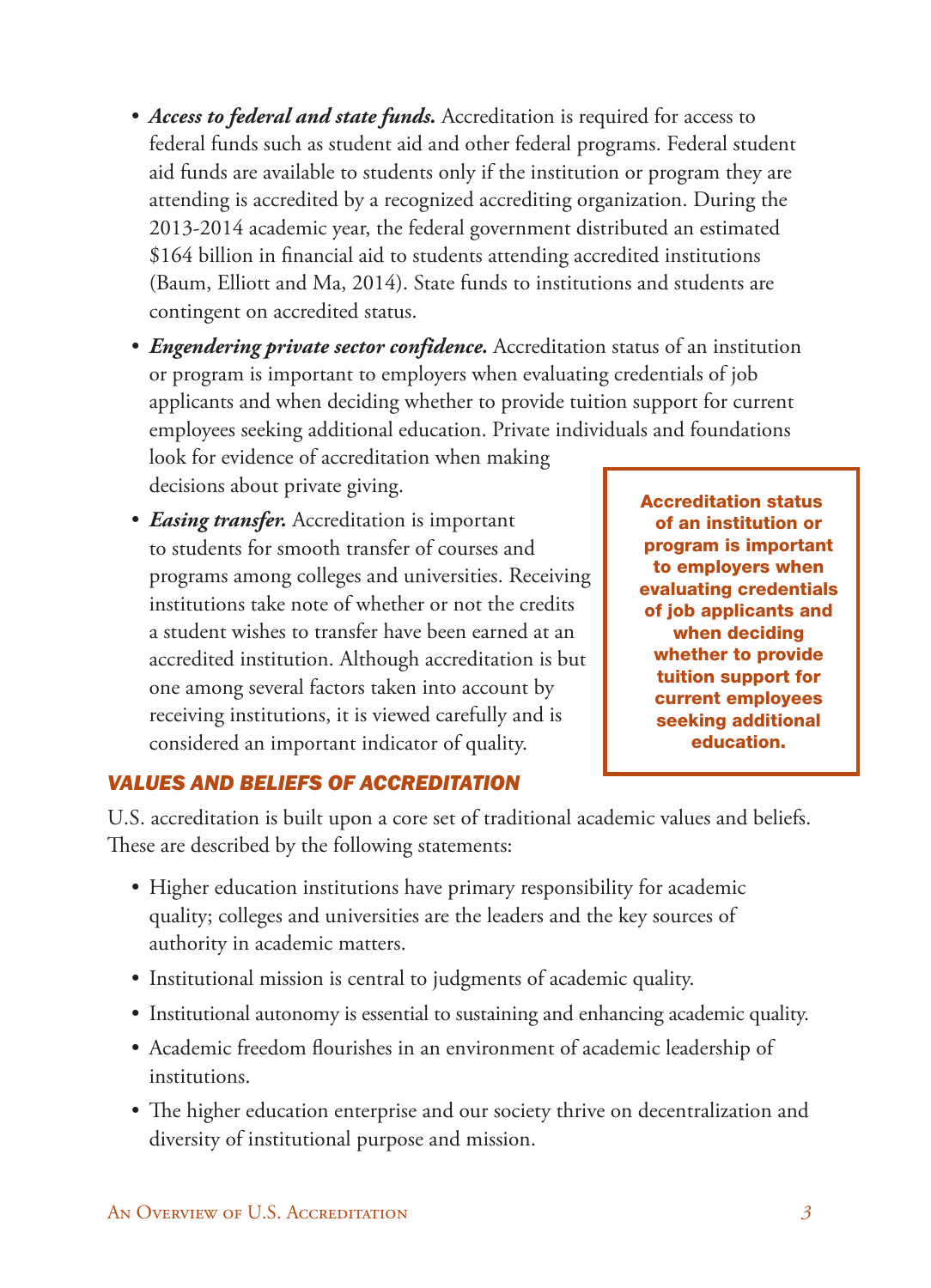- ***Access to federal and state funds.*** Accreditation is required for access to federal funds such as student aid and other federal programs. Federal student aid funds are available to students only if the institution or program they are attending is accredited by a recognized accrediting organization. During the 2013-2014 academic year, the federal government distributed an estimated $164 billion in financial aid to students attending accredited institutions (Baum, Elliott and Ma, 2014). State funds to institutions and students are contingent on accredited status.
- ***Engendering private sector confidence.*** Accreditation status of an institution or program is important to employers when evaluating credentials of job applicants and when deciding whether to provide tuition support for current employees seeking additional education. Private individuals and foundations look for evidence of accreditation when making decisions about private giving.
- ***Easing transfer.*** Accreditation is important to students for smooth transfer of courses and programs among colleges and universities. Receiving institutions take note of whether or not the credits a student wishes to transfer have been earned at an accredited institution. Although accreditation is but one among several factors taken into account by receiving institutions, it is viewed carefully and is considered an important indicator of quality.

**Accreditation status of an institution or program is important to employers when evaluating credentials of job applicants and when deciding whether to provide tuition support for current employees seeking additional education.**

## *VALUES AND BELIEFS OF ACCREDITATION*

U.S. accreditation is built upon a core set of traditional academic values and beliefs. These are described by the following statements:

- Higher education institutions have primary responsibility for academic quality; colleges and universities are the leaders and the key sources of authority in academic matters.
- Institutional mission is central to judgments of academic quality.
- Institutional autonomy is essential to sustaining and enhancing academic quality.
- Academic freedom flourishes in an environment of academic leadership of institutions.
- The higher education enterprise and our society thrive on decentralization and diversity of institutional purpose and mission.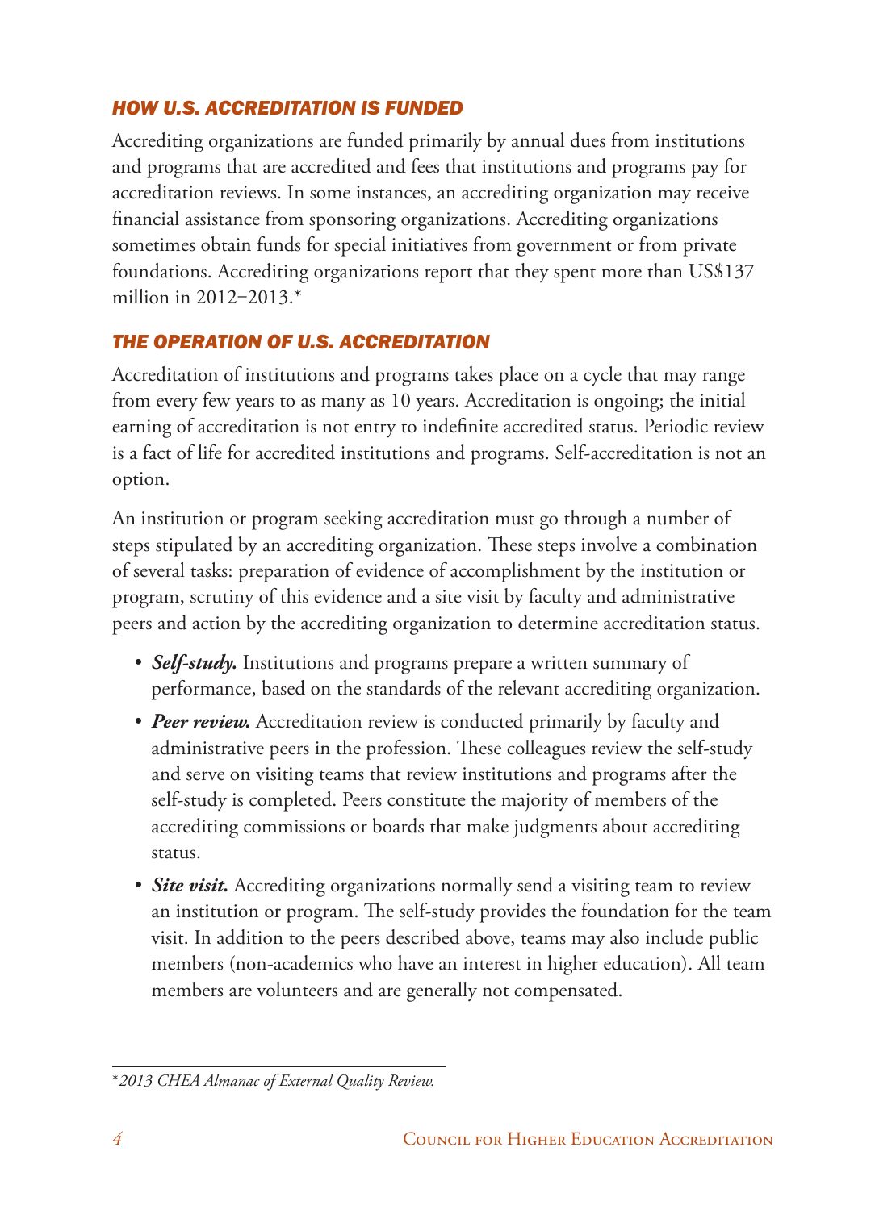### *HOW U.S. ACCREDITATION IS FUNDED*

Accrediting organizations are funded primarily by annual dues from institutions and programs that are accredited and fees that institutions and programs pay for accreditation reviews. In some instances, an accrediting organization may receive financial assistance from sponsoring organizations. Accrediting organizations sometimes obtain funds for special initiatives from government or from private foundations. Accrediting organizations report that they spent more than US$137 million in 2012–2013.*

### *THE OPERATION OF U.S. ACCREDITATION*

Accreditation of institutions and programs takes place on a cycle that may range from every few years to as many as 10 years. Accreditation is ongoing; the initial earning of accreditation is not entry to indefinite accredited status. Periodic review is a fact of life for accredited institutions and programs. Self-accreditation is not an option.

An institution or program seeking accreditation must go through a number of steps stipulated by an accrediting organization. These steps involve a combination of several tasks: preparation of evidence of accomplishment by the institution or program, scrutiny of this evidence and a site visit by faculty and administrative peers and action by the accrediting organization to determine accreditation status.

- ***Self-study.*** Institutions and programs prepare a written summary of performance, based on the standards of the relevant accrediting organization.
- ***Peer review.*** Accreditation review is conducted primarily by faculty and administrative peers in the profession. These colleagues review the self-study and serve on visiting teams that review institutions and programs after the self-study is completed. Peers constitute the majority of members of the accrediting commissions or boards that make judgments about accrediting status.
- ***Site visit.*** Accrediting organizations normally send a visiting team to review an institution or program. The self-study provides the foundation for the team visit. In addition to the peers described above, teams may also include public members (non-academics who have an interest in higher education). All team members are volunteers and are generally not compensated.

---

**2013 CHEA Almanac of External Quality Review.*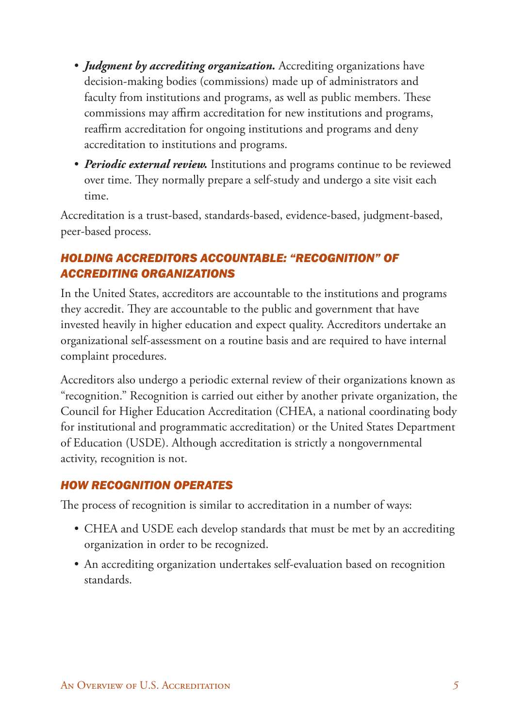- ***Judgment by accrediting organization.*** Accrediting organizations have decision-making bodies (commissions) made up of administrators and faculty from institutions and programs, as well as public members. These commissions may affirm accreditation for new institutions and programs, reaffirm accreditation for ongoing institutions and programs and deny accreditation to institutions and programs.
- ***Periodic external review.*** Institutions and programs continue to be reviewed over time. They normally prepare a self-study and undergo a site visit each time.

Accreditation is a trust-based, standards-based, evidence-based, judgment-based, peer-based process.

### *HOLDING ACCREDITORS ACCOUNTABLE: "RECOGNITION" OF ACCREDITING ORGANIZATIONS*

In the United States, accreditors are accountable to the institutions and programs they accredit. They are accountable to the public and government that have invested heavily in higher education and expect quality. Accreditors undertake an organizational self-assessment on a routine basis and are required to have internal complaint procedures.

Accreditors also undergo a periodic external review of their organizations known as "recognition." Recognition is carried out either by another private organization, the Council for Higher Education Accreditation (CHEA, a national coordinating body for institutional and programmatic accreditation) or the United States Department of Education (USDE). Although accreditation is strictly a nongovernmental activity, recognition is not.

### *HOW RECOGNITION OPERATES*

The process of recognition is similar to accreditation in a number of ways:

- CHEA and USDE each develop standards that must be met by an accrediting organization in order to be recognized.
- An accrediting organization undertakes self-evaluation based on recognition standards.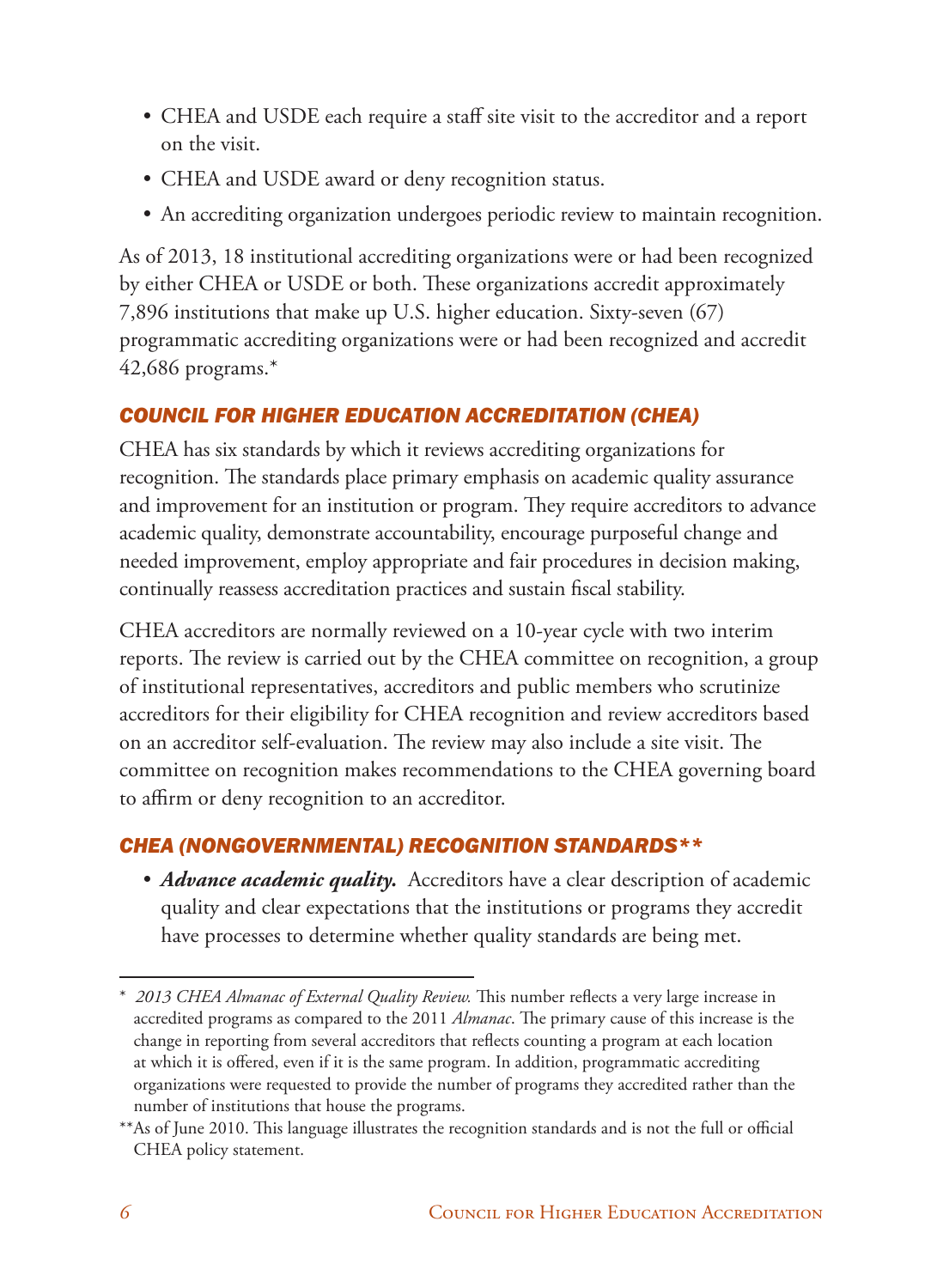- CHEA and USDE each require a staff site visit to the accreditor and a report on the visit.
- CHEA and USDE award or deny recognition status.
- An accrediting organization undergoes periodic review to maintain recognition.

As of 2013, 18 institutional accrediting organizations were or had been recognized by either CHEA or USDE or both. These organizations accredit approximately 7,896 institutions that make up U.S. higher education. Sixty-seven (67) programmatic accrediting organizations were or had been recognized and accredit 42,686 programs.*

### *COUNCIL FOR HIGHER EDUCATION ACCREDITATION (CHEA)*

CHEA has six standards by which it reviews accrediting organizations for recognition. The standards place primary emphasis on academic quality assurance and improvement for an institution or program. They require accreditors to advance academic quality, demonstrate accountability, encourage purposeful change and needed improvement, employ appropriate and fair procedures in decision making, continually reassess accreditation practices and sustain fiscal stability.

CHEA accreditors are normally reviewed on a 10-year cycle with two interim reports. The review is carried out by the CHEA committee on recognition, a group of institutional representatives, accreditors and public members who scrutinize accreditors for their eligibility for CHEA recognition and review accreditors based on an accreditor self-evaluation. The review may also include a site visit. The committee on recognition makes recommendations to the CHEA governing board to affirm or deny recognition to an accreditor.

### *CHEA (NONGOVERNMENTAL) RECOGNITION STANDARDS***

- ***Advance academic quality.*** Accreditors have a clear description of academic quality and clear expectations that the institutions or programs they accredit have processes to determine whether quality standards are being met.

---

\* *2013 CHEA Almanac of External Quality Review.* This number reflects a very large increase in accredited programs as compared to the 2011 *Almanac*. The primary cause of this increase is the change in reporting from several accreditors that reflects counting a program at each location at which it is offered, even if it is the same program. In addition, programmatic accrediting organizations were requested to provide the number of programs they accredited rather than the number of institutions that house the programs.

\*\*As of June 2010. This language illustrates the recognition standards and is not the full or official CHEA policy statement.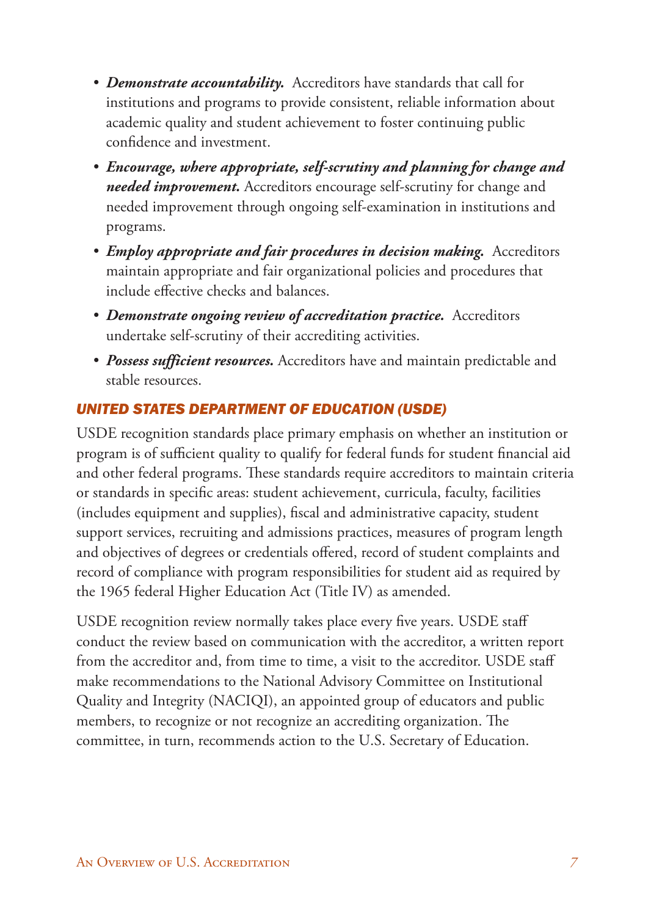- ***Demonstrate accountability.*** Accreditors have standards that call for institutions and programs to provide consistent, reliable information about academic quality and student achievement to foster continuing public confidence and investment.
- ***Encourage, where appropriate, self-scrutiny and planning for change and needed improvement.*** Accreditors encourage self-scrutiny for change and needed improvement through ongoing self-examination in institutions and programs.
- ***Employ appropriate and fair procedures in decision making.*** Accreditors maintain appropriate and fair organizational policies and procedures that include effective checks and balances.
- ***Demonstrate ongoing review of accreditation practice.*** Accreditors undertake self-scrutiny of their accrediting activities.
- ***Possess sufficient resources.*** Accreditors have and maintain predictable and stable resources.

### *UNITED STATES DEPARTMENT OF EDUCATION (USDE)*

USDE recognition standards place primary emphasis on whether an institution or program is of sufficient quality to qualify for federal funds for student financial aid and other federal programs. These standards require accreditors to maintain criteria or standards in specific areas: student achievement, curricula, faculty, facilities (includes equipment and supplies), fiscal and administrative capacity, student support services, recruiting and admissions practices, measures of program length and objectives of degrees or credentials offered, record of student complaints and record of compliance with program responsibilities for student aid as required by the 1965 federal Higher Education Act (Title IV) as amended.

USDE recognition review normally takes place every five years. USDE staff conduct the review based on communication with the accreditor, a written report from the accreditor and, from time to time, a visit to the accreditor. USDE staff make recommendations to the National Advisory Committee on Institutional Quality and Integrity (NACIQI), an appointed group of educators and public members, to recognize or not recognize an accrediting organization. The committee, in turn, recommends action to the U.S. Secretary of Education.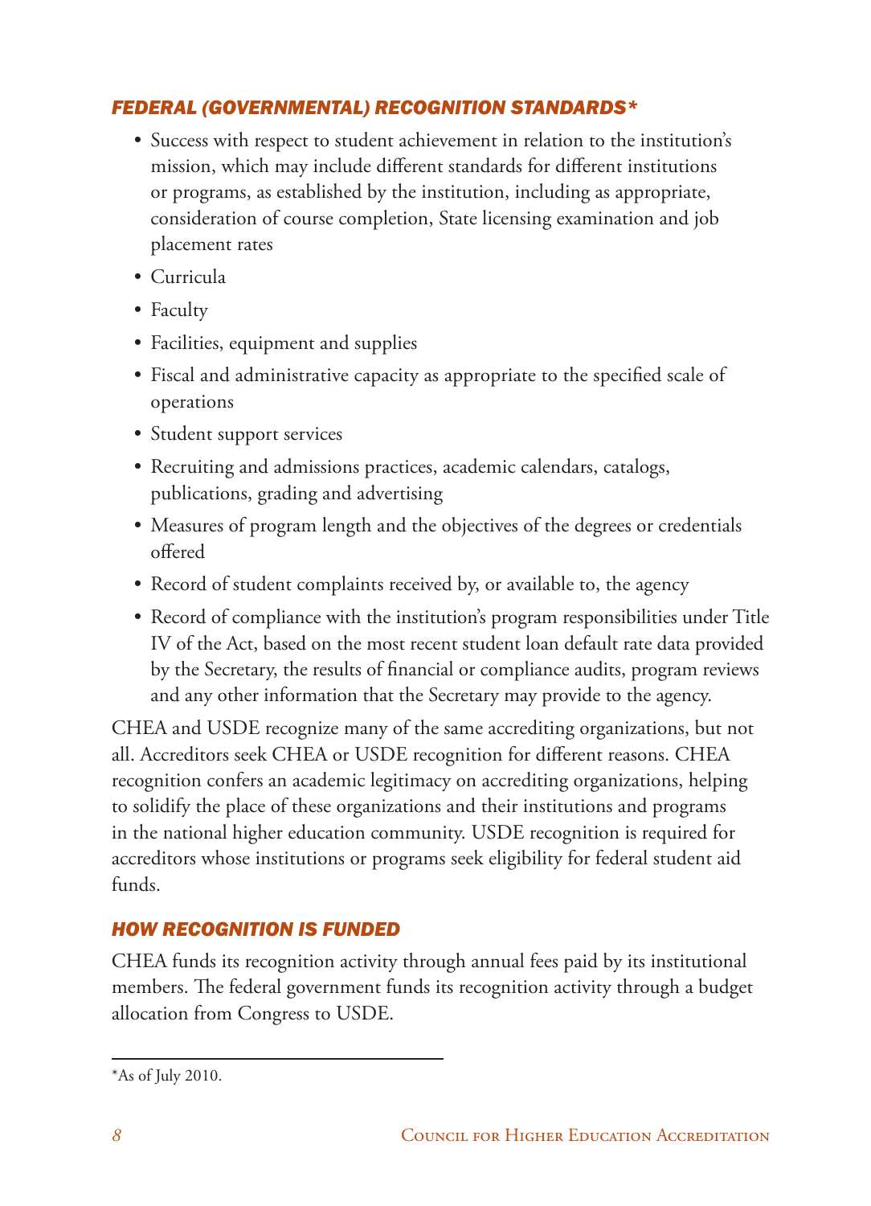### *FEDERAL (GOVERNMENTAL) RECOGNITION STANDARDS**

- Success with respect to student achievement in relation to the institution's mission, which may include different standards for different institutions or programs, as established by the institution, including as appropriate, consideration of course completion, State licensing examination and job placement rates
- Curricula
- Faculty
- Facilities, equipment and supplies
- Fiscal and administrative capacity as appropriate to the specified scale of operations
- Student support services
- Recruiting and admissions practices, academic calendars, catalogs, publications, grading and advertising
- Measures of program length and the objectives of the degrees or credentials offered
- Record of student complaints received by, or available to, the agency
- Record of compliance with the institution's program responsibilities under Title IV of the Act, based on the most recent student loan default rate data provided by the Secretary, the results of financial or compliance audits, program reviews and any other information that the Secretary may provide to the agency.

CHEA and USDE recognize many of the same accrediting organizations, but not all. Accreditors seek CHEA or USDE recognition for different reasons. CHEA recognition confers an academic legitimacy on accrediting organizations, helping to solidify the place of these organizations and their institutions and programs in the national higher education community. USDE recognition is required for accreditors whose institutions or programs seek eligibility for federal student aid funds.

### *HOW RECOGNITION IS FUNDED*

CHEA funds its recognition activity through annual fees paid by its institutional members. The federal government funds its recognition activity through a budget allocation from Congress to USDE.

---

*As of July 2010.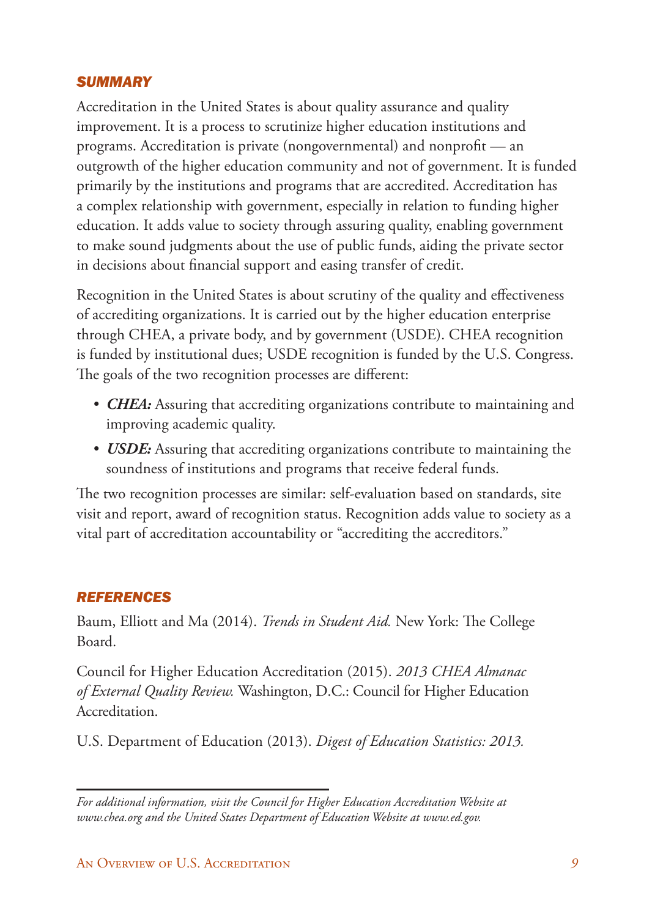## *SUMMARY*

Accreditation in the United States is about quality assurance and quality improvement. It is a process to scrutinize higher education institutions and programs. Accreditation is private (nongovernmental) and nonprofit — an outgrowth of the higher education community and not of government. It is funded primarily by the institutions and programs that are accredited. Accreditation has a complex relationship with government, especially in relation to funding higher education. It adds value to society through assuring quality, enabling government to make sound judgments about the use of public funds, aiding the private sector in decisions about financial support and easing transfer of credit.

Recognition in the United States is about scrutiny of the quality and effectiveness of accrediting organizations. It is carried out by the higher education enterprise through CHEA, a private body, and by government (USDE). CHEA recognition is funded by institutional dues; USDE recognition is funded by the U.S. Congress. The goals of the two recognition processes are different:

- ***CHEA:*** Assuring that accrediting organizations contribute to maintaining and improving academic quality.
- ***USDE:*** Assuring that accrediting organizations contribute to maintaining the soundness of institutions and programs that receive federal funds.

The two recognition processes are similar: self-evaluation based on standards, site visit and report, award of recognition status. Recognition adds value to society as a vital part of accreditation accountability or "accrediting the accreditors."

## *REFERENCES*

Baum, Elliott and Ma (2014). *Trends in Student Aid.* New York: The College Board.

Council for Higher Education Accreditation (2015). *2013 CHEA Almanac of External Quality Review.* Washington, D.C.: Council for Higher Education Accreditation.

U.S. Department of Education (2013). *Digest of Education Statistics: 2013.*

---

*For additional information, visit the Council for Higher Education Accreditation Website at www.chea.org and the United States Department of Education Website at www.ed.gov.*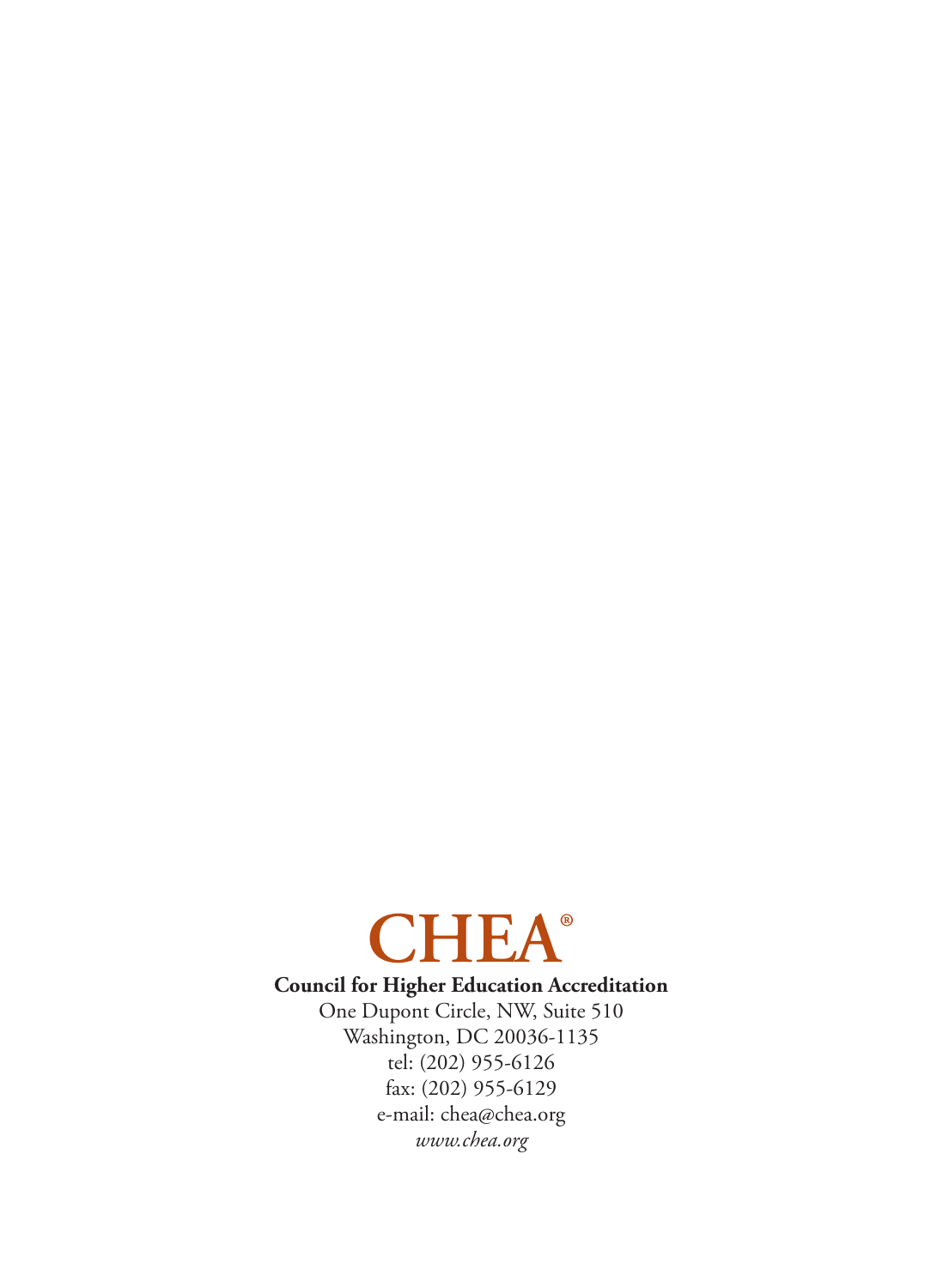# CHEA®

**Council for Higher Education Accreditation**

One Dupont Circle, NW, Suite 510
Washington, DC 20036-1135
tel: (202) 955-6126
fax: (202) 955-6129
e-mail: chea@chea.org
*www.chea.org*